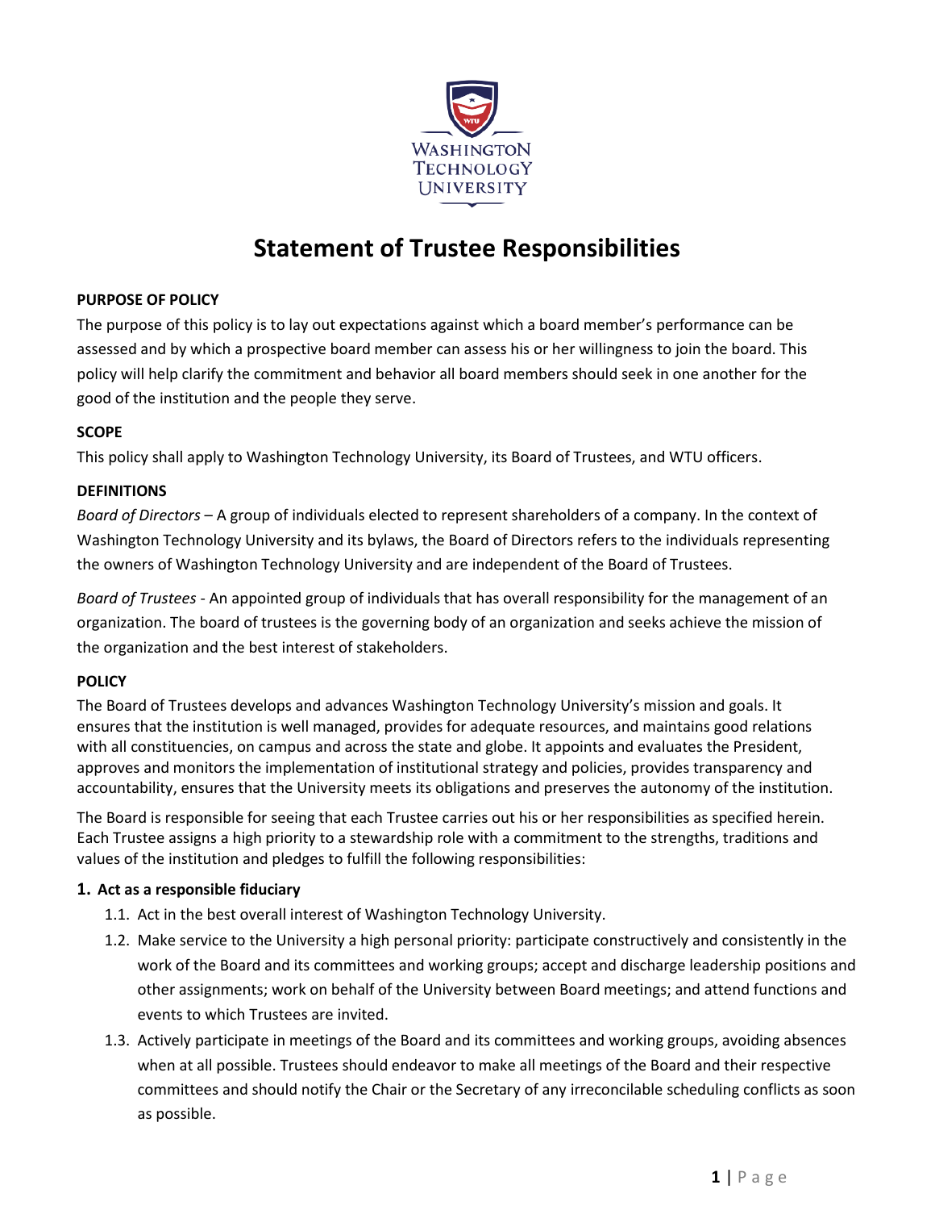# Statement of Trustee Responsibilities

**PURPOSE OF POLICY**

The purpose of this policy is to lay out expectations against which a board member's performance can be assessed and by which a prospective board member can assess his or her willingness to join the board. This policy will help clarify the commitment and behavior all board members should seek in one another for the good of the institution and the people they serve.

**SCOPE**

This policy shall apply to Washington Technology University, its Board of Trustees, and WTU officers.

**DEFINITIONS**

*Board of Directors* – A group of individuals elected to represent shareholders of a company. In the context of Washington Technology University and its bylaws, the Board of Directors refers to the individuals representing the owners of Washington Technology University and are independent of the Board of Trustees.

*Board of Trustees* - An appointed group of individuals that has overall responsibility for the management of an organization. The board of trustees is the governing body of an organization and seeks achieve the mission of the organization and the best interest of stakeholders.

**POLICY**

The Board of Trustees develops and advances Washington Technology University's mission and goals. It ensures that the institution is well managed, provides for adequate resources, and maintains good relations with all constituencies, on campus and across the state and globe. It appoints and evaluates the President, approves and monitors the implementation of institutional strategy and policies, provides transparency and accountability, ensures that the University meets its obligations and preserves the autonomy of the institution.

The Board is responsible for seeing that each Trustee carries out his or her responsibilities as specified herein. Each Trustee assigns a high priority to a stewardship role with a commitment to the strengths, traditions and values of the institution and pledges to fulfill the following responsibilities:

**1. Act as a responsible fiduciary**

1.1. Act in the best overall interest of Washington Technology University.

1.2. Make service to the University a high personal priority: participate constructively and consistently in the work of the Board and its committees and working groups; accept and discharge leadership positions and other assignments; work on behalf of the University between Board meetings; and attend functions and events to which Trustees are invited.

1.3. Actively participate in meetings of the Board and its committees and working groups, avoiding absences when at all possible. Trustees should endeavor to make all meetings of the Board and their respective committees and should notify the Chair or the Secretary of any irreconcilable scheduling conflicts as soon as possible.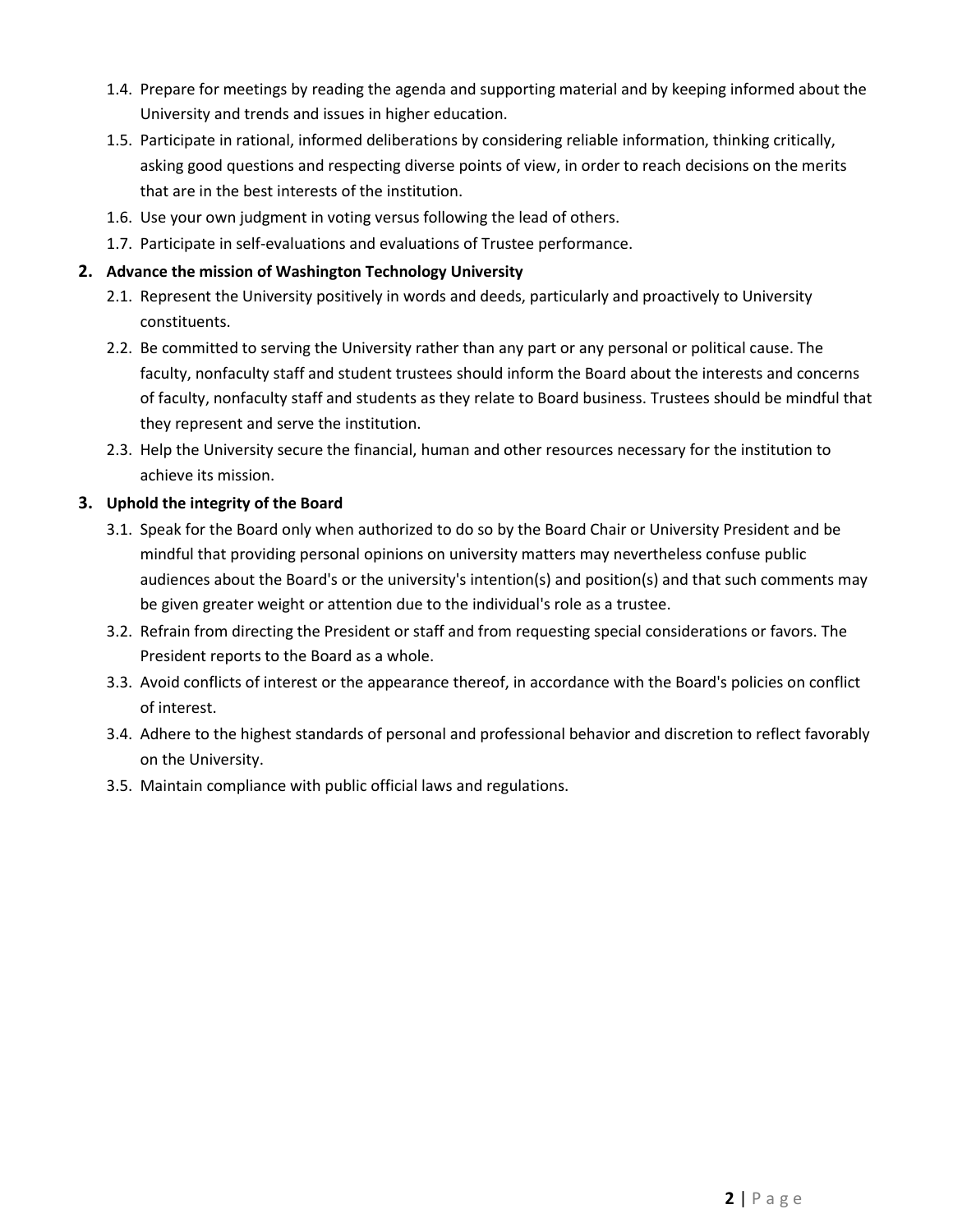1.4. Prepare for meetings by reading the agenda and supporting material and by keeping informed about the University and trends and issues in higher education.

1.5. Participate in rational, informed deliberations by considering reliable information, thinking critically, asking good questions and respecting diverse points of view, in order to reach decisions on the merits that are in the best interests of the institution.

1.6. Use your own judgment in voting versus following the lead of others.

1.7. Participate in self-evaluations and evaluations of Trustee performance.

**2. Advance the mission of Washington Technology University**

2.1. Represent the University positively in words and deeds, particularly and proactively to University constituents.

2.2. Be committed to serving the University rather than any part or any personal or political cause. The faculty, nonfaculty staff and student trustees should inform the Board about the interests and concerns of faculty, nonfaculty staff and students as they relate to Board business. Trustees should be mindful that they represent and serve the institution.

2.3. Help the University secure the financial, human and other resources necessary for the institution to achieve its mission.

**3. Uphold the integrity of the Board**

3.1. Speak for the Board only when authorized to do so by the Board Chair or University President and be mindful that providing personal opinions on university matters may nevertheless confuse public audiences about the Board's or the university's intention(s) and position(s) and that such comments may be given greater weight or attention due to the individual's role as a trustee.

3.2. Refrain from directing the President or staff and from requesting special considerations or favors. The President reports to the Board as a whole.

3.3. Avoid conflicts of interest or the appearance thereof, in accordance with the Board's policies on conflict of interest.

3.4. Adhere to the highest standards of personal and professional behavior and discretion to reflect favorably on the University.

3.5. Maintain compliance with public official laws and regulations.